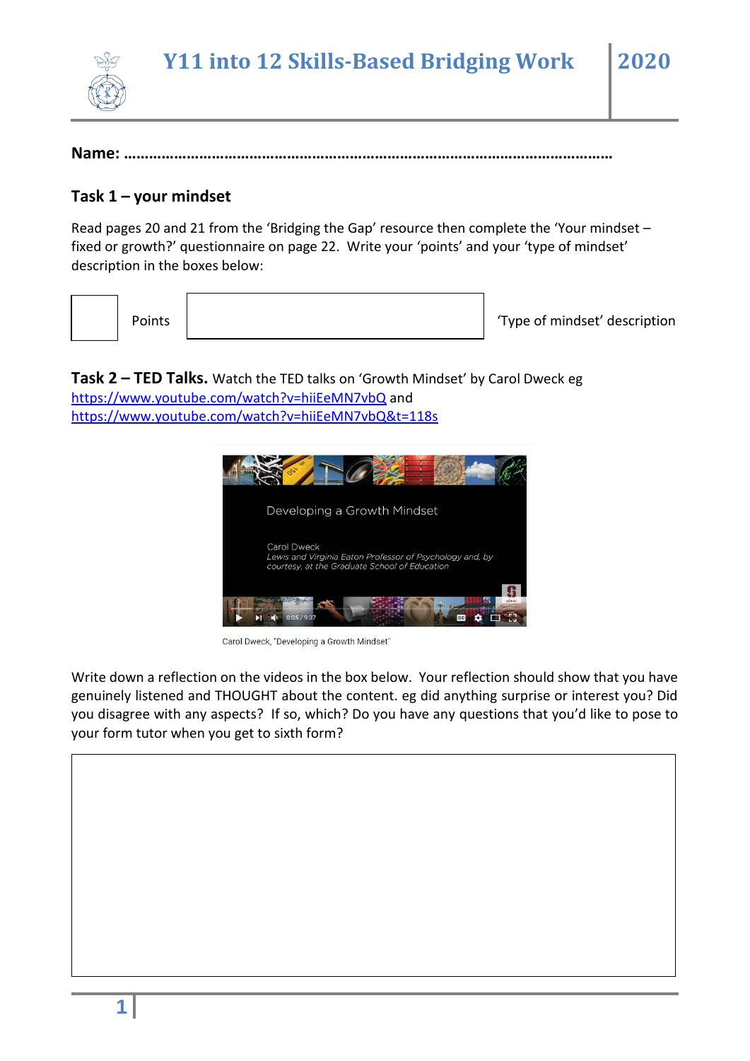# Y11 into 12 Skills-Based Bridging Work 2020

**Name: ……………………………………………………………………………………………………………**

## Task 1 – your mindset

Read pages 20 and 21 from the 'Bridging the Gap' resource then complete the 'Your mindset – fixed or growth?' questionnaire on page 22. Write your 'points' and your 'type of mindset' description in the boxes below:

| | Points | | 'Type of mindset' description |
|---|---|---|---|

## Task 2 – TED Talks.

Watch the TED talks on 'Growth Mindset' by Carol Dweck eg https://www.youtube.com/watch?v=hiiEeMN7vbQ and https://www.youtube.com/watch?v=hiiEeMN7vbQ&t=118s

Developing a Growth Mindset

Carol Dweck

*Lewis and Virginia Eaton Professor of Psychology and, by courtesy, at the Graduate School of Education*

Carol Dweck, "Developing a Growth Mindset"

Write down a reflection on the videos in the box below. Your reflection should show that you have genuinely listened and THOUGHT about the content. eg did anything surprise or interest you? Did you disagree with any aspects? If so, which? Do you have any questions that you'd like to pose to your form tutor when you get to sixth form?

| |
|---|
| |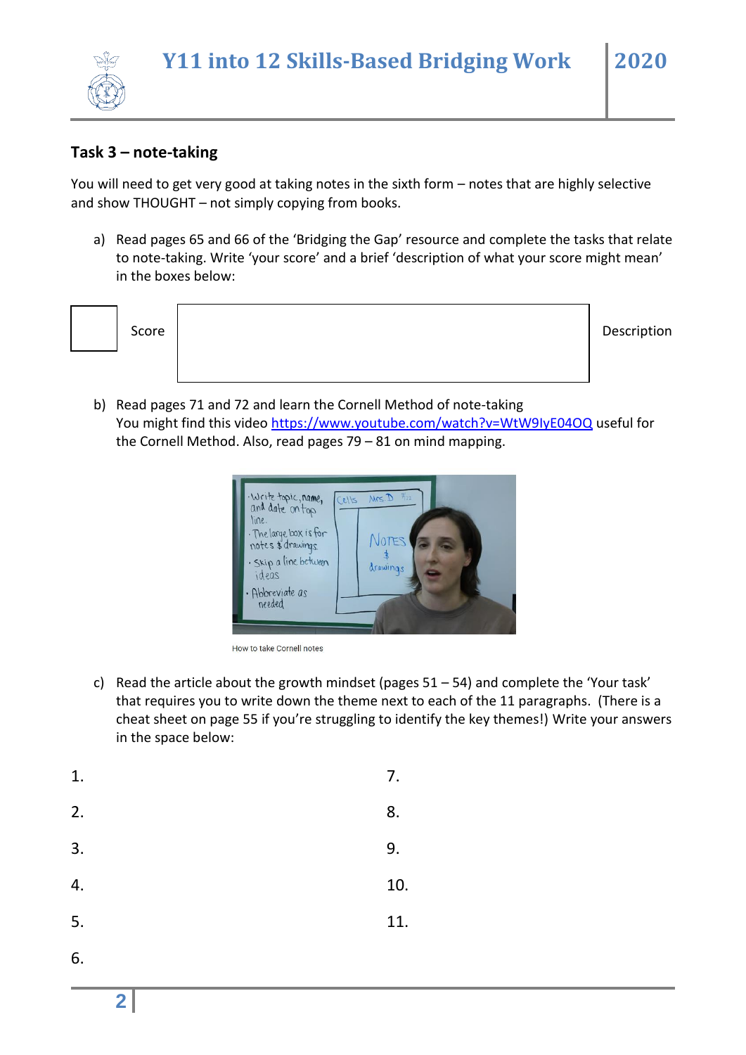## Task 3 – note-taking

You will need to get very good at taking notes in the sixth form – notes that are highly selective and show THOUGHT – not simply copying from books.

a) Read pages 65 and 66 of the 'Bridging the Gap' resource and complete the tasks that relate to note-taking. Write 'your score' and a brief 'description of what your score might mean' in the boxes below:

| | Score | | Description |
|---|---|---|---|
| | | | |

b) Read pages 71 and 72 and learn the Cornell Method of note-taking
You might find this video https://www.youtube.com/watch?v=WtW9IyE04OQ useful for the Cornell Method. Also, read pages 79 – 81 on mind mapping.

How to take Cornell notes

c) Read the article about the growth mindset (pages 51 – 54) and complete the 'Your task' that requires you to write down the theme next to each of the 11 paragraphs. (There is a cheat sheet on page 55 if you're struggling to identify the key themes!) Write your answers in the space below:

1.

2.

3.

4.

5.

6.

7.

8.

9.

10.

11.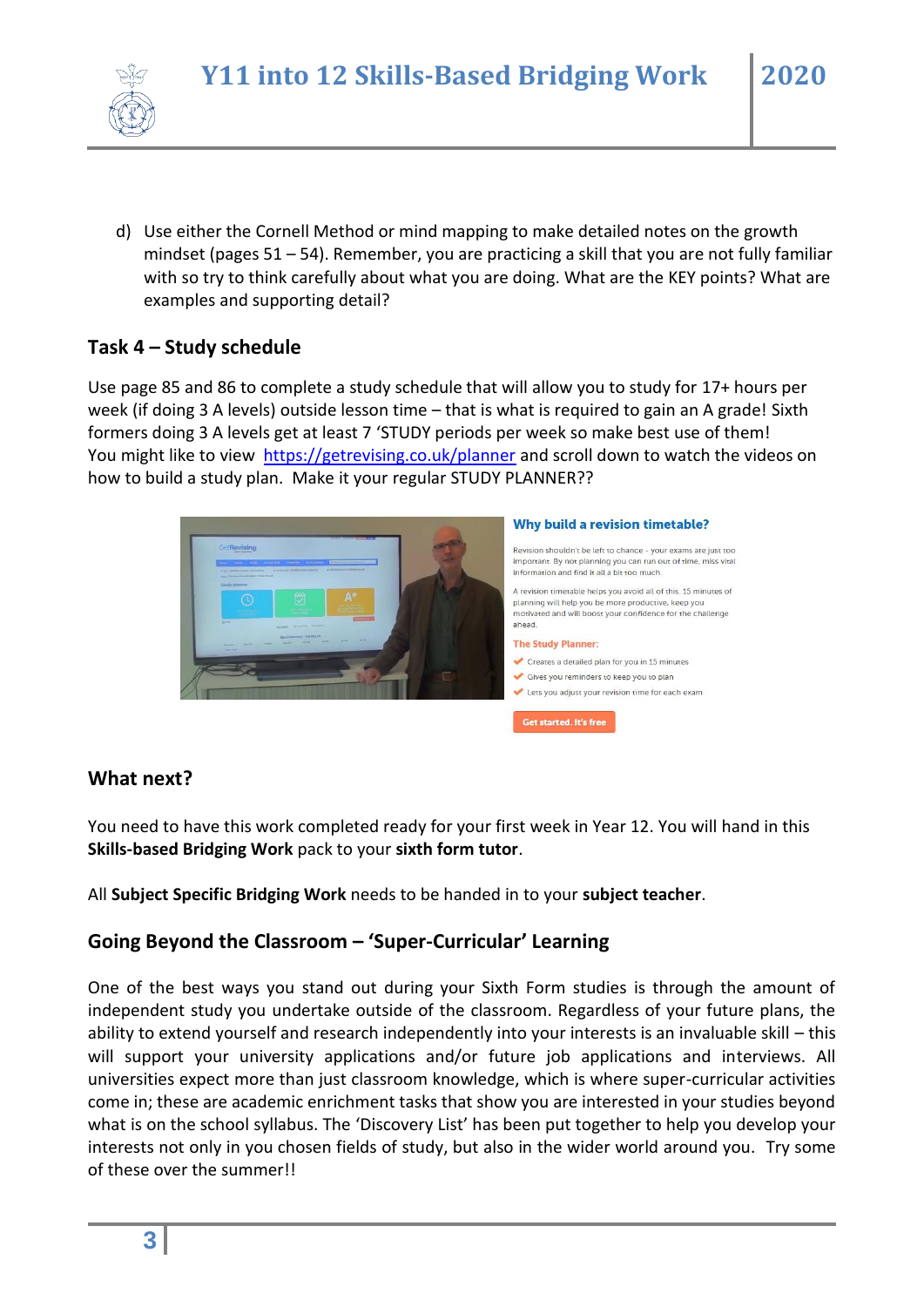d) Use either the Cornell Method or mind mapping to make detailed notes on the growth mindset (pages 51 – 54). Remember, you are practicing a skill that you are not fully familiar with so try to think carefully about what you are doing. What are the KEY points? What are examples and supporting detail?

## Task 4 – Study schedule

Use page 85 and 86 to complete a study schedule that will allow you to study for 17+ hours per week (if doing 3 A levels) outside lesson time – that is what is required to gain an A grade! Sixth formers doing 3 A levels get at least 7 'STUDY periods per week so make best use of them! You might like to view https://getrevising.co.uk/planner and scroll down to watch the videos on how to build a study plan. Make it your regular STUDY PLANNER??

**Why build a revision timetable?**

Revision shouldn't be left to chance - your exams are just too important. By not planning you can run out of time, miss vital information and find it all a bit too much.

A revision timetable helps you avoid all of this. 15 minutes of planning will help you be more productive, keep you motivated and will boost your confidence for the challenge ahead.

**The Study Planner:**

- Creates a detailed plan for you in 15 minutes
- Gives you reminders to keep you to plan
- Lets you adjust your revision time for each exam

Get started. It's free

## What next?

You need to have this work completed ready for your first week in Year 12. You will hand in this **Skills-based Bridging Work** pack to your **sixth form tutor**.

All **Subject Specific Bridging Work** needs to be handed in to your **subject teacher**.

## Going Beyond the Classroom – 'Super-Curricular' Learning

One of the best ways you stand out during your Sixth Form studies is through the amount of independent study you undertake outside of the classroom. Regardless of your future plans, the ability to extend yourself and research independently into your interests is an invaluable skill – this will support your university applications and/or future job applications and interviews. All universities expect more than just classroom knowledge, which is where super-curricular activities come in; these are academic enrichment tasks that show you are interested in your studies beyond what is on the school syllabus. The 'Discovery List' has been put together to help you develop your interests not only in you chosen fields of study, but also in the wider world around you. Try some of these over the summer!!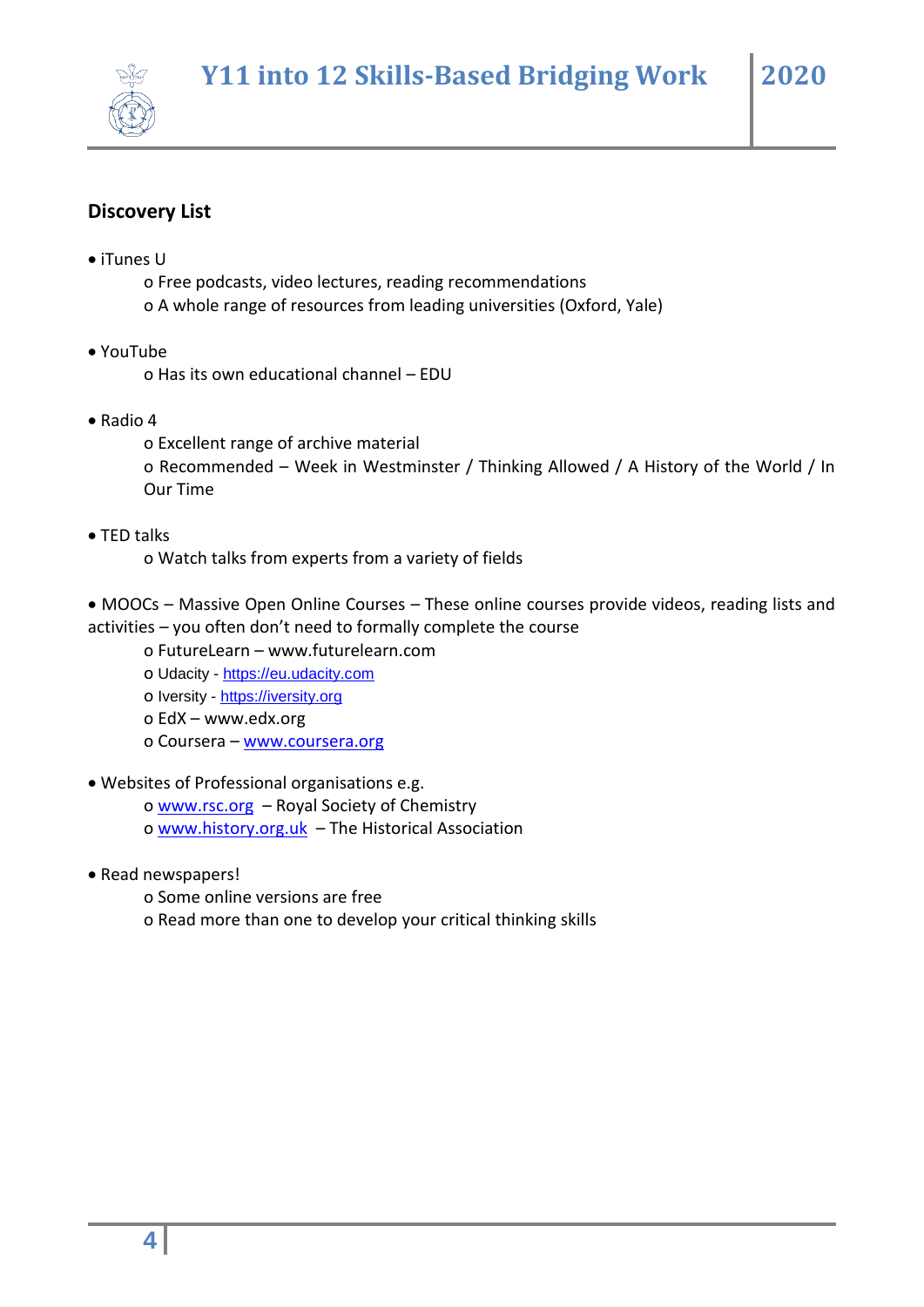## Discovery List

- iTunes U
  - Free podcasts, video lectures, reading recommendations
  - A whole range of resources from leading universities (Oxford, Yale)

- YouTube
  - Has its own educational channel – EDU

- Radio 4
  - Excellent range of archive material
  - Recommended – Week in Westminster / Thinking Allowed / A History of the World / In Our Time

- TED talks
  - Watch talks from experts from a variety of fields

- MOOCs – Massive Open Online Courses – These online courses provide videos, reading lists and activities – you often don't need to formally complete the course
  - FutureLearn – www.futurelearn.com
  - Udacity - https://eu.udacity.com
  - Iversity - https://iversity.org
  - EdX – www.edx.org
  - Coursera – www.coursera.org

- Websites of Professional organisations e.g.
  - www.rsc.org – Royal Society of Chemistry
  - www.history.org.uk – The Historical Association

- Read newspapers!
  - Some online versions are free
  - Read more than one to develop your critical thinking skills